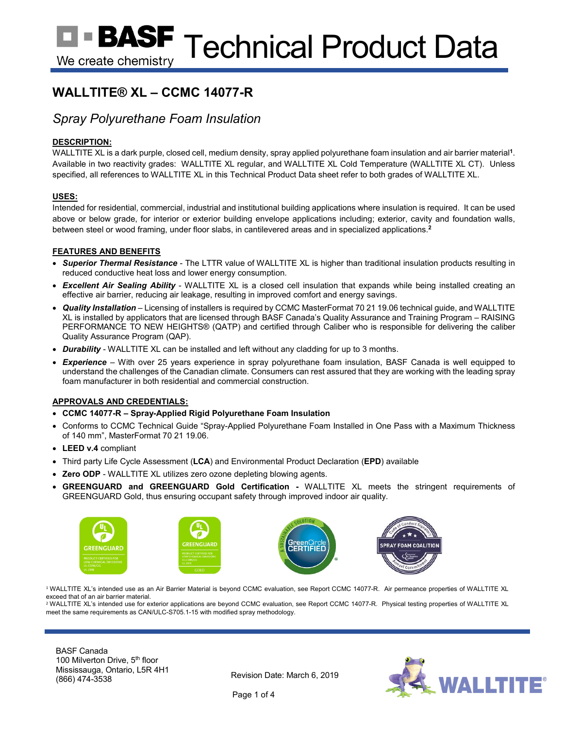# WALLTITE® XL – CCMC 14077-R

## *Spray Polyurethane Foam Insulation*

### DESCRIPTION:

WALLTITE XL is a dark purple, closed cell, medium density, spray applied polyurethane foam insulation and air barrier material[1]. Available in two reactivity grades: WALLTITE XL regular, and WALLTITE XL Cold Temperature (WALLTITE XL CT). Unless specified, all references to WALLTITE XL in this Technical Product Data sheet refer to both grades of WALLTITE XL.

### USES:

Intended for residential, commercial, industrial and institutional building applications where insulation is required. It can be used above or below grade, for interior or exterior building envelope applications including; exterior, cavity and foundation walls, between steel or wood framing, under floor slabs, in cantilevered areas and in specialized applications.[2]

### FEATURES AND BENEFITS

- ***Superior Thermal Resistance*** - The LTTR value of WALLTITE XL is higher than traditional insulation products resulting in reduced conductive heat loss and lower energy consumption.
- ***Excellent Air Sealing Ability*** - WALLTITE XL is a closed cell insulation that expands while being installed creating an effective air barrier, reducing air leakage, resulting in improved comfort and energy savings.
- ***Quality Installation*** – Licensing of installers is required by CCMC MasterFormat 70 21 19.06 technical guide, and WALLTITE XL is installed by applicators that are licensed through BASF Canada's Quality Assurance and Training Program – RAISING PERFORMANCE TO NEW HEIGHTS® (QATP) and certified through Caliber who is responsible for delivering the caliber Quality Assurance Program (QAP).
- ***Durability*** - WALLTITE XL can be installed and left without any cladding for up to 3 months.
- ***Experience*** – With over 25 years experience in spray polyurethane foam insulation, BASF Canada is well equipped to understand the challenges of the Canadian climate. Consumers can rest assured that they are working with the leading spray foam manufacturer in both residential and commercial construction.

### APPROVALS AND CREDENTIALS:

- **CCMC 14077-R – Spray-Applied Rigid Polyurethane Foam Insulation**
- Conforms to CCMC Technical Guide "Spray-Applied Polyurethane Foam Installed in One Pass with a Maximum Thickness of 140 mm", MasterFormat 70 21 19.06.
- **LEED v.4** compliant
- Third party Life Cycle Assessment (**LCA**) and Environmental Product Declaration (**EPD**) available
- **Zero ODP** - WALLTITE XL utilizes zero ozone depleting blowing agents.
- **GREENGUARD and GREENGUARD Gold Certification -** WALLTITE XL meets the stringent requirements of GREENGUARD Gold, thus ensuring occupant safety through improved indoor air quality.

[1] WALLTITE XL's intended use as an Air Barrier Material is beyond CCMC evaluation, see Report CCMC 14077-R. Air permeance properties of WALLTITE XL exceed that of an air barrier material.

[2] WALLTITE XL's intended use for exterior applications are beyond CCMC evaluation, see Report CCMC 14077-R. Physical testing properties of WALLTITE XL meet the same requirements as CAN/ULC-S705.1-15 with modified spray methodology.

BASF Canada
100 Milverton Drive, 5th floor
Mississauga, Ontario, L5R 4H1
(866) 474-3538

Revision Date: March 6, 2019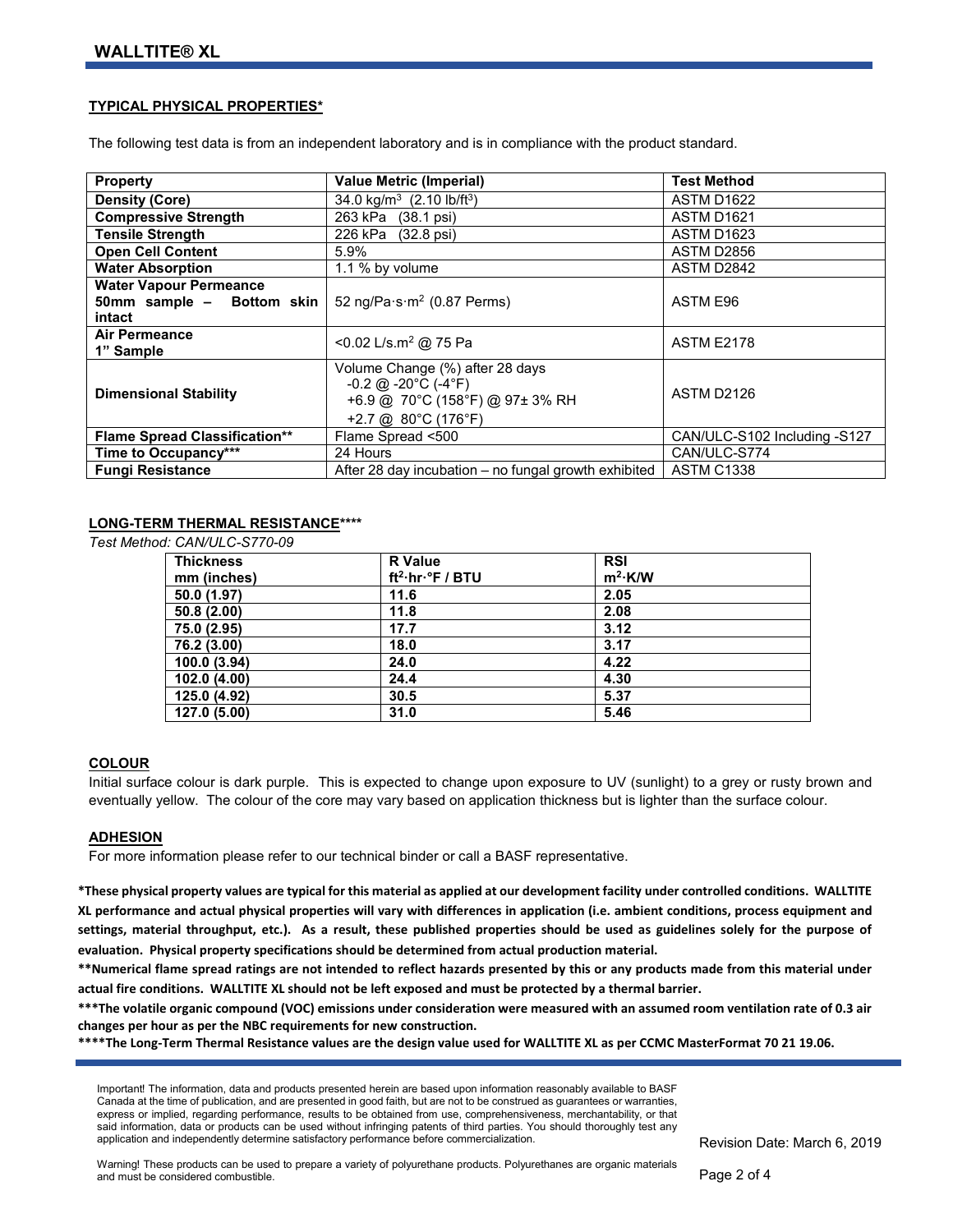## WALLTITE® XL

### TYPICAL PHYSICAL PROPERTIES*

The following test data is from an independent laboratory and is in compliance with the product standard.

| Property | Value Metric (Imperial) | Test Method |
|---|---|---|
| **Density (Core)** | 34.0 kg/m$^3$ (2.10 lb/ft$^3$) | ASTM D1622 |
| **Compressive Strength** | 263 kPa (38.1 psi) | ASTM D1621 |
| **Tensile Strength** | 226 kPa (32.8 psi) | ASTM D1623 |
| **Open Cell Content** | 5.9% | ASTM D2856 |
| **Water Absorption** | 1.1 % by volume | ASTM D2842 |
| **Water Vapour Permeance 50mm sample – Bottom skin intact** | 52 ng/Pa·s·m$^2$ (0.87 Perms) | ASTM E96 |
| **Air Permeance 1" Sample** | <0.02 L/s.m$^2$ @ 75 Pa | ASTM E2178 |
| **Dimensional Stability** | Volume Change (%) after 28 days<br>-0.2 @ -20°C (-4°F)<br>+6.9 @ 70°C (158°F) @ 97± 3% RH<br>+2.7 @ 80°C (176°F) | ASTM D2126 |
| **Flame Spread Classification**** | Flame Spread <500 | CAN/ULC-S102 Including -S127 |
| **Time to Occupancy***** | 24 Hours | CAN/ULC-S774 |
| **Fungi Resistance** | After 28 day incubation – no fungal growth exhibited | ASTM C1338 |

### LONG-TERM THERMAL RESISTANCE****

*Test Method: CAN/ULC-S770-09*

| Thickness mm (inches) | R Value ft$^2$·hr·°F / BTU | RSI m$^2$·K/W |
|---|---|---|
| **50.0 (1.97)** | **11.6** | **2.05** |
| **50.8 (2.00)** | **11.8** | **2.08** |
| **75.0 (2.95)** | **17.7** | **3.12** |
| **76.2 (3.00)** | **18.0** | **3.17** |
| **100.0 (3.94)** | **24.0** | **4.22** |
| **102.0 (4.00)** | **24.4** | **4.30** |
| **125.0 (4.92)** | **30.5** | **5.37** |
| **127.0 (5.00)** | **31.0** | **5.46** |

### COLOUR

Initial surface colour is dark purple. This is expected to change upon exposure to UV (sunlight) to a grey or rusty brown and eventually yellow. The colour of the core may vary based on application thickness but is lighter than the surface colour.

### ADHESION

For more information please refer to our technical binder or call a BASF representative.

**\*These physical property values are typical for this material as applied at our development facility under controlled conditions. WALLTITE XL performance and actual physical properties will vary with differences in application (i.e. ambient conditions, process equipment and settings, material throughput, etc.). As a result, these published properties should be used as guidelines solely for the purpose of evaluation. Physical property specifications should be determined from actual production material.**

**\*\*Numerical flame spread ratings are not intended to reflect hazards presented by this or any products made from this material under actual fire conditions. WALLTITE XL should not be left exposed and must be protected by a thermal barrier.**

**\*\*\*The volatile organic compound (VOC) emissions under consideration were measured with an assumed room ventilation rate of 0.3 air changes per hour as per the NBC requirements for new construction.**

**\*\*\*\*The Long-Term Thermal Resistance values are the design value used for WALLTITE XL as per CCMC MasterFormat 70 21 19.06.**

Important! The information, data and products presented herein are based upon information reasonably available to BASF Canada at the time of publication, and are presented in good faith, but are not to be construed as guarantees or warranties, express or implied, regarding performance, results to be obtained from use, comprehensiveness, merchantability, or that said information, data or products can be used without infringing patents of third parties. You should thoroughly test any application and independently determine satisfactory performance before commercialization.

Revision Date: March 6, 2019

Warning! These products can be used to prepare a variety of polyurethane products. Polyurethanes are organic materials and must be considered combustible.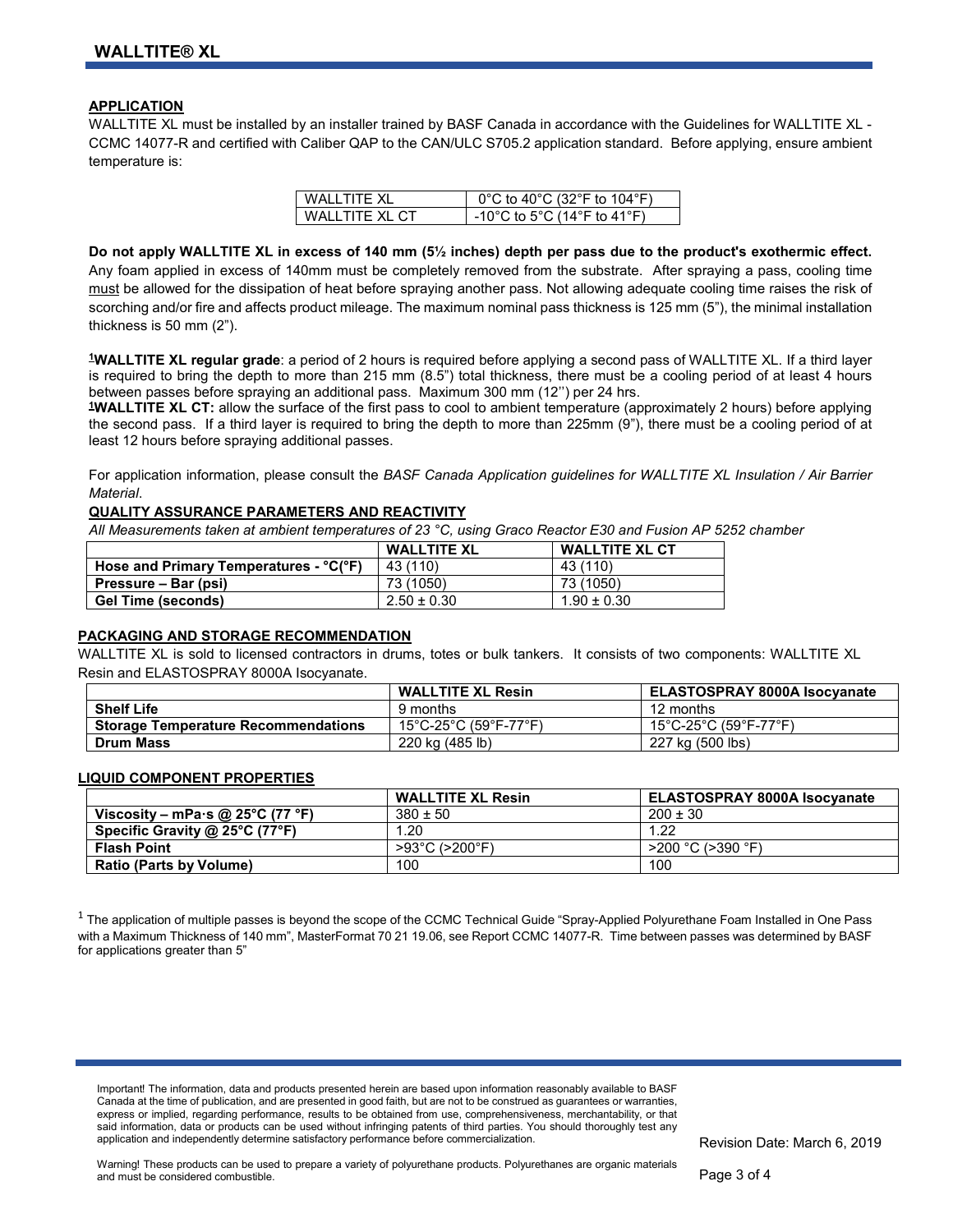## APPLICATION

WALLTITE XL must be installed by an installer trained by BASF Canada in accordance with the Guidelines for WALLTITE XL - CCMC 14077-R and certified with Caliber QAP to the CAN/ULC S705.2 application standard. Before applying, ensure ambient temperature is:

| | |
|---|---|
| WALLTITE XL | 0°C to 40°C (32°F to 104°F) |
| WALLTITE XL CT | -10°C to 5°C (14°F to 41°F) |

**Do not apply WALLTITE XL in excess of 140 mm (5½ inches) depth per pass due to the product's exothermic effect.** Any foam applied in excess of 140mm must be completely removed from the substrate. After spraying a pass, cooling time must be allowed for the dissipation of heat before spraying another pass. Not allowing adequate cooling time raises the risk of scorching and/or fire and affects product mileage. The maximum nominal pass thickness is 125 mm (5"), the minimal installation thickness is 50 mm (2").

[1]**WALLTITE XL regular grade**: a period of 2 hours is required before applying a second pass of WALLTITE XL. If a third layer is required to bring the depth to more than 215 mm (8.5") total thickness, there must be a cooling period of at least 4 hours between passes before spraying an additional pass. Maximum 300 mm (12'') per 24 hrs.
[1]**WALLTITE XL CT:** allow the surface of the first pass to cool to ambient temperature (approximately 2 hours) before applying the second pass. If a third layer is required to bring the depth to more than 225mm (9"), there must be a cooling period of at least 12 hours before spraying additional passes.

For application information, please consult the *BASF Canada Application guidelines for WALLTITE XL Insulation / Air Barrier Material*.

## QUALITY ASSURANCE PARAMETERS AND REACTIVITY

*All Measurements taken at ambient temperatures of 23 °C, using Graco Reactor E30 and Fusion AP 5252 chamber*

| | WALLTITE XL | WALLTITE XL CT |
|---|---|---|
| **Hose and Primary Temperatures - °C(°F)** | 43 (110) | 43 (110) |
| **Pressure – Bar (psi)** | 73 (1050) | 73 (1050) |
| **Gel Time (seconds)** | 2.50 ± 0.30 | 1.90 ± 0.30 |

## PACKAGING AND STORAGE RECOMMENDATION

WALLTITE XL is sold to licensed contractors in drums, totes or bulk tankers. It consists of two components: WALLTITE XL Resin and ELASTOSPRAY 8000A Isocyanate.

| | WALLTITE XL Resin | ELASTOSPRAY 8000A Isocyanate |
|---|---|---|
| **Shelf Life** | 9 months | 12 months |
| **Storage Temperature Recommendations** | 15°C-25°C (59°F-77°F) | 15°C-25°C (59°F-77°F) |
| **Drum Mass** | 220 kg (485 lb) | 227 kg (500 lbs) |

## LIQUID COMPONENT PROPERTIES

| | WALLTITE XL Resin | ELASTOSPRAY 8000A Isocyanate |
|---|---|---|
| **Viscosity – mPa·s @ 25°C (77 °F)** | 380 ± 50 | 200 ± 30 |
| **Specific Gravity @ 25°C (77°F)** | 1.20 | 1.22 |
| **Flash Point** | >93°C (>200°F) | >200 °C (>390 °F) |
| **Ratio (Parts by Volume)** | 100 | 100 |

[1] The application of multiple passes is beyond the scope of the CCMC Technical Guide "Spray-Applied Polyurethane Foam Installed in One Pass with a Maximum Thickness of 140 mm", MasterFormat 70 21 19.06, see Report CCMC 14077-R. Time between passes was determined by BASF for applications greater than 5"

Important! The information, data and products presented herein are based upon information reasonably available to BASF Canada at the time of publication, and are presented in good faith, but are not to be construed as guarantees or warranties, express or implied, regarding performance, results to be obtained from use, comprehensiveness, merchantability, or that said information, data or products can be used without infringing patents of third parties. You should thoroughly test any application and independently determine satisfactory performance before commercialization.

Revision Date: March 6, 2019

Warning! These products can be used to prepare a variety of polyurethane products. Polyurethanes are organic materials and must be considered combustible.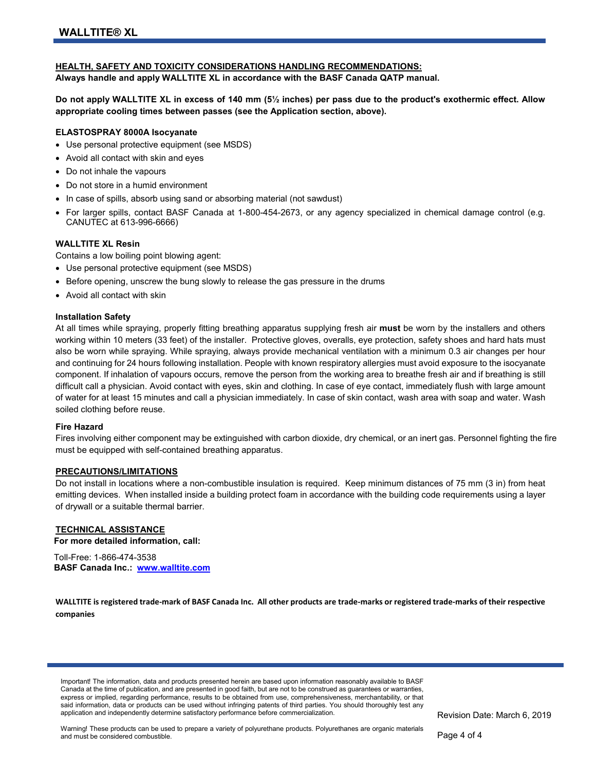## HEALTH, SAFETY AND TOXICITY CONSIDERATIONS HANDLING RECOMMENDATIONS:

**Always handle and apply WALLTITE XL in accordance with the BASF Canada QATP manual.**

**Do not apply WALLTITE XL in excess of 140 mm (5½ inches) per pass due to the product's exothermic effect. Allow appropriate cooling times between passes (see the Application section, above).**

### ELASTOSPRAY 8000A Isocyanate

- Use personal protective equipment (see MSDS)
- Avoid all contact with skin and eyes
- Do not inhale the vapours
- Do not store in a humid environment
- In case of spills, absorb using sand or absorbing material (not sawdust)
- For larger spills, contact BASF Canada at 1-800-454-2673, or any agency specialized in chemical damage control (e.g. CANUTEC at 613-996-6666)

### WALLTITE XL Resin

Contains a low boiling point blowing agent:

- Use personal protective equipment (see MSDS)
- Before opening, unscrew the bung slowly to release the gas pressure in the drums
- Avoid all contact with skin

### Installation Safety

At all times while spraying, properly fitting breathing apparatus supplying fresh air **must** be worn by the installers and others working within 10 meters (33 feet) of the installer. Protective gloves, overalls, eye protection, safety shoes and hard hats must also be worn while spraying. While spraying, always provide mechanical ventilation with a minimum 0.3 air changes per hour and continuing for 24 hours following installation. People with known respiratory allergies must avoid exposure to the isocyanate component. If inhalation of vapours occurs, remove the person from the working area to breathe fresh air and if breathing is still difficult call a physician. Avoid contact with eyes, skin and clothing. In case of eye contact, immediately flush with large amount of water for at least 15 minutes and call a physician immediately. In case of skin contact, wash area with soap and water. Wash soiled clothing before reuse.

### Fire Hazard

Fires involving either component may be extinguished with carbon dioxide, dry chemical, or an inert gas. Personnel fighting the fire must be equipped with self-contained breathing apparatus.

## PRECAUTIONS/LIMITATIONS

Do not install in locations where a non-combustible insulation is required. Keep minimum distances of 75 mm (3 in) from heat emitting devices. When installed inside a building protect foam in accordance with the building code requirements using a layer of drywall or a suitable thermal barrier.

## TECHNICAL ASSISTANCE

**For more detailed information, call:**

Toll-Free: 1-866-474-3538
**BASF Canada Inc.: [www.walltite.com](http://www.walltite.com)**

**WALLTITE is registered trade-mark of BASF Canada Inc. All other products are trade-marks or registered trade-marks of their respective companies**

Important! The information, data and products presented herein are based upon information reasonably available to BASF Canada at the time of publication, and are presented in good faith, but are not to be construed as guarantees or warranties, express or implied, regarding performance, results to be obtained from use, comprehensiveness, merchantability, or that said information, data or products can be used without infringing patents of third parties. You should thoroughly test any application and independently determine satisfactory performance before commercialization.

Revision Date: March 6, 2019

Warning! These products can be used to prepare a variety of polyurethane products. Polyurethanes are organic materials and must be considered combustible.